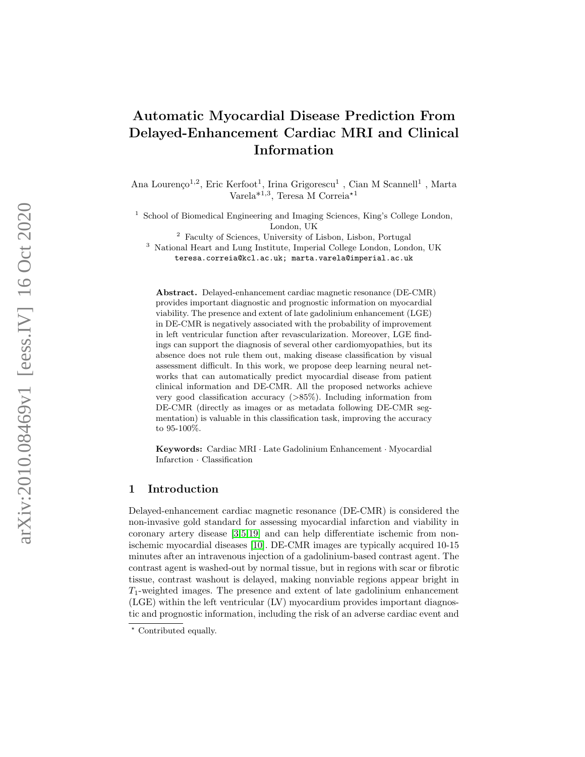# Automatic Myocardial Disease Prediction From Delayed-Enhancement Cardiac MRI and Clinical Information

Ana Lourenço[1,2], Eric Kerfoot[1], Irina Grigorescu[1], Cian M Scannell[1], Marta Varela*[1,3], Teresa M Correia*[1]

[1] School of Biomedical Engineering and Imaging Sciences, King's College London, London, UK
[2] Faculty of Sciences, University of Lisbon, Lisbon, Portugal
[3] National Heart and Lung Institute, Imperial College London, London, UK
teresa.correia@kcl.ac.uk; marta.varela@imperial.ac.uk

**Abstract.** Delayed-enhancement cardiac magnetic resonance (DE-CMR) provides important diagnostic and prognostic information on myocardial viability. The presence and extent of late gadolinium enhancement (LGE) in DE-CMR is negatively associated with the probability of improvement in left ventricular function after revascularization. Moreover, LGE findings can support the diagnosis of several other cardiomyopathies, but its absence does not rule them out, making disease classification by visual assessment difficult. In this work, we propose deep learning neural networks that can automatically predict myocardial disease from patient clinical information and DE-CMR. All the proposed networks achieve very good classification accuracy (>85%). Including information from DE-CMR (directly as images or as metadata following DE-CMR segmentation) is valuable in this classification task, improving the accuracy to 95-100%.

**Keywords:** Cardiac MRI · Late Gadolinium Enhancement · Myocardial Infarction · Classification

## 1 Introduction

Delayed-enhancement cardiac magnetic resonance (DE-CMR) is considered the non-invasive gold standard for assessing myocardial infarction and viability in coronary artery disease [3,5,19] and can help differentiate ischemic from non-ischemic myocardial diseases [10]. DE-CMR images are typically acquired 10-15 minutes after an intravenous injection of a gadolinium-based contrast agent. The contrast agent is washed-out by normal tissue, but in regions with scar or fibrotic tissue, contrast washout is delayed, making nonviable regions appear bright in $T_1$-weighted images. The presence and extent of late gadolinium enhancement (LGE) within the left ventricular (LV) myocardium provides important diagnostic and prognostic information, including the risk of an adverse cardiac event and

* Contributed equally.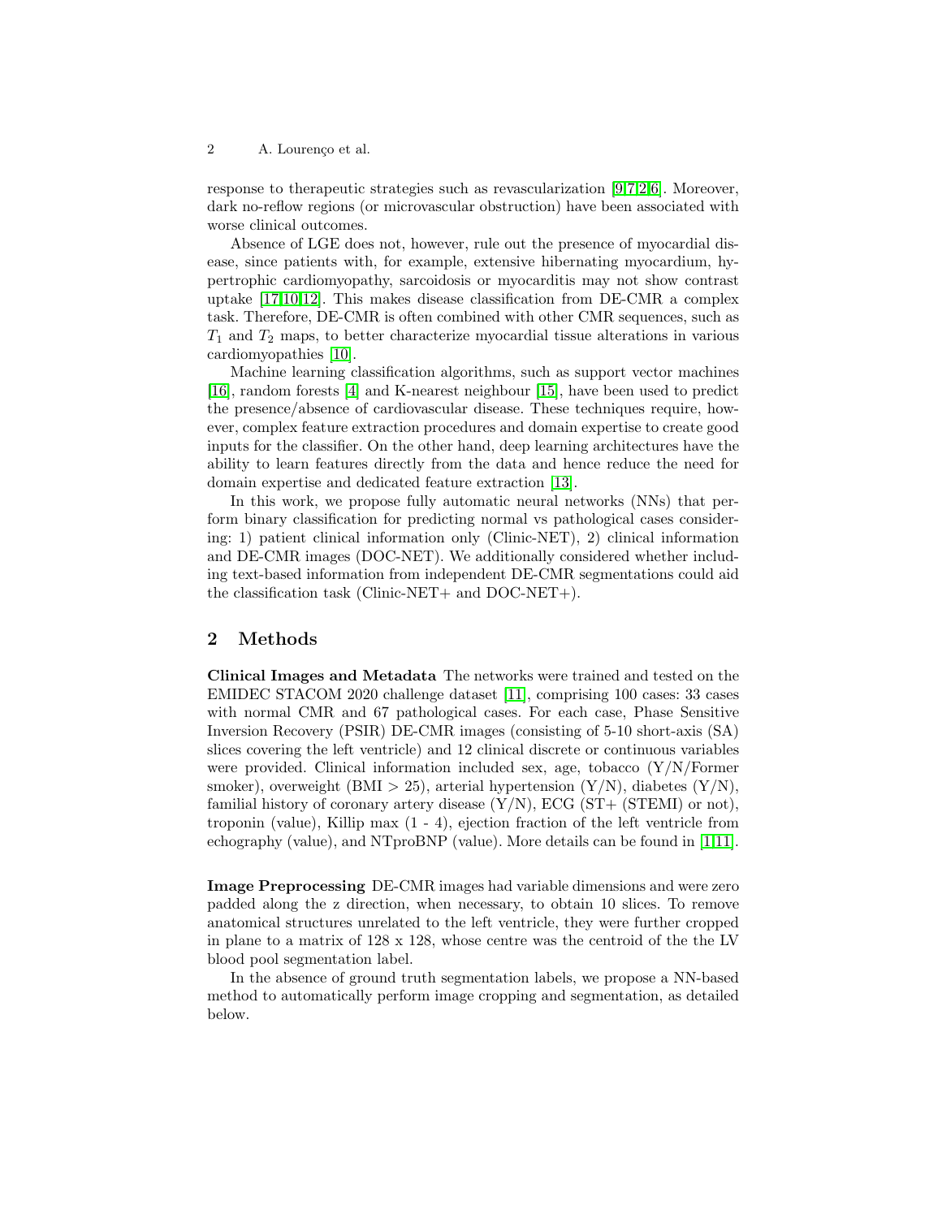response to therapeutic strategies such as revascularization [9,7,2,6]. Moreover, dark no-reflow regions (or microvascular obstruction) have been associated with worse clinical outcomes.

Absence of LGE does not, however, rule out the presence of myocardial disease, since patients with, for example, extensive hibernating myocardium, hypertrophic cardiomyopathy, sarcoidosis or myocarditis may not show contrast uptake [17,10,12]. This makes disease classification from DE-CMR a complex task. Therefore, DE-CMR is often combined with other CMR sequences, such as $T_1$ and $T_2$ maps, to better characterize myocardial tissue alterations in various cardiomyopathies [10].

Machine learning classification algorithms, such as support vector machines [16], random forests [4] and K-nearest neighbour [15], have been used to predict the presence/absence of cardiovascular disease. These techniques require, however, complex feature extraction procedures and domain expertise to create good inputs for the classifier. On the other hand, deep learning architectures have the ability to learn features directly from the data and hence reduce the need for domain expertise and dedicated feature extraction [13].

In this work, we propose fully automatic neural networks (NNs) that perform binary classification for predicting normal vs pathological cases considering: 1) patient clinical information only (Clinic-NET), 2) clinical information and DE-CMR images (DOC-NET). We additionally considered whether including text-based information from independent DE-CMR segmentations could aid the classification task (Clinic-NET+ and DOC-NET+).

## 2 Methods

**Clinical Images and Metadata** The networks were trained and tested on the EMIDEC STACOM 2020 challenge dataset [11], comprising 100 cases: 33 cases with normal CMR and 67 pathological cases. For each case, Phase Sensitive Inversion Recovery (PSIR) DE-CMR images (consisting of 5-10 short-axis (SA) slices covering the left ventricle) and 12 clinical discrete or continuous variables were provided. Clinical information included sex, age, tobacco (Y/N/Former smoker), overweight (BMI > 25), arterial hypertension (Y/N), diabetes (Y/N), familial history of coronary artery disease (Y/N), ECG (ST+ (STEMI) or not), troponin (value), Killip max (1 - 4), ejection fraction of the left ventricle from echography (value), and NTproBNP (value). More details can be found in [1,11].

**Image Preprocessing** DE-CMR images had variable dimensions and were zero padded along the z direction, when necessary, to obtain 10 slices. To remove anatomical structures unrelated to the left ventricle, they were further cropped in plane to a matrix of 128 x 128, whose centre was the centroid of the the LV blood pool segmentation label.

In the absence of ground truth segmentation labels, we propose a NN-based method to automatically perform image cropping and segmentation, as detailed below.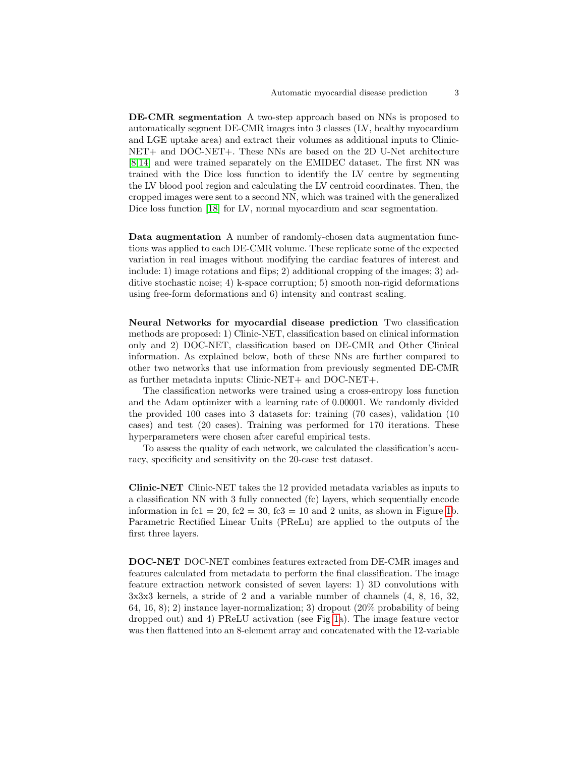**DE-CMR segmentation** A two-step approach based on NNs is proposed to automatically segment DE-CMR images into 3 classes (LV, healthy myocardium and LGE uptake area) and extract their volumes as additional inputs to Clinic-NET+ and DOC-NET+. These NNs are based on the 2D U-Net architecture [8,14] and were trained separately on the EMIDEC dataset. The first NN was trained with the Dice loss function to identify the LV centre by segmenting the LV blood pool region and calculating the LV centroid coordinates. Then, the cropped images were sent to a second NN, which was trained with the generalized Dice loss function [18] for LV, normal myocardium and scar segmentation.

**Data augmentation** A number of randomly-chosen data augmentation functions was applied to each DE-CMR volume. These replicate some of the expected variation in real images without modifying the cardiac features of interest and include: 1) image rotations and flips; 2) additional cropping of the images; 3) additive stochastic noise; 4) k-space corruption; 5) smooth non-rigid deformations using free-form deformations and 6) intensity and contrast scaling.

**Neural Networks for myocardial disease prediction** Two classification methods are proposed: 1) Clinic-NET, classification based on clinical information only and 2) DOC-NET, classification based on DE-CMR and Other Clinical information. As explained below, both of these NNs are further compared to other two networks that use information from previously segmented DE-CMR as further metadata inputs: Clinic-NET+ and DOC-NET+.

The classification networks were trained using a cross-entropy loss function and the Adam optimizer with a learning rate of 0.00001. We randomly divided the provided 100 cases into 3 datasets for: training (70 cases), validation (10 cases) and test (20 cases). Training was performed for 170 iterations. These hyperparameters were chosen after careful empirical tests.

To assess the quality of each network, we calculated the classification's accuracy, specificity and sensitivity on the 20-case test dataset.

**Clinic-NET** Clinic-NET takes the 12 provided metadata variables as inputs to a classification NN with 3 fully connected (fc) layers, which sequentially encode information in fc1 = 20, fc2 = 30, fc3 = 10 and 2 units, as shown in Figure 1b. Parametric Rectified Linear Units (PReLu) are applied to the outputs of the first three layers.

**DOC-NET** DOC-NET combines features extracted from DE-CMR images and features calculated from metadata to perform the final classification. The image feature extraction network consisted of seven layers: 1) 3D convolutions with 3x3x3 kernels, a stride of 2 and a variable number of channels (4, 8, 16, 32, 64, 16, 8); 2) instance layer-normalization; 3) dropout (20% probability of being dropped out) and 4) PReLU activation (see Fig 1a). The image feature vector was then flattened into an 8-element array and concatenated with the 12-variable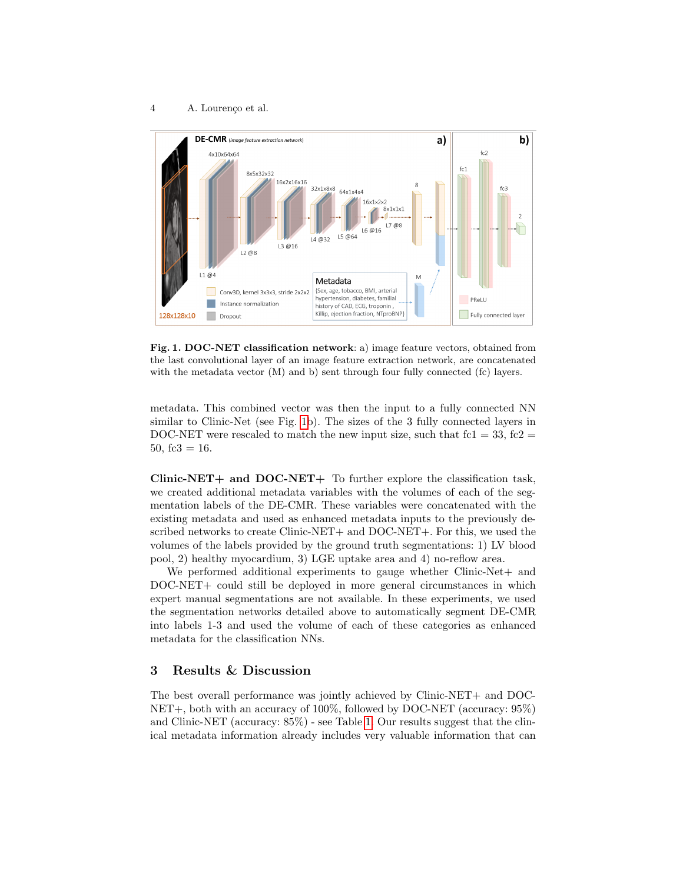**Fig. 1. DOC-NET classification network**: a) image feature vectors, obtained from the last convolutional layer of an image feature extraction network, are concatenated with the metadata vector (M) and b) sent through four fully connected (fc) layers.

metadata. This combined vector was then the input to a fully connected NN similar to Clinic-Net (see Fig. 1b). The sizes of the 3 fully connected layers in DOC-NET were rescaled to match the new input size, such that fc1 = 33, fc2 = 50, fc3 = 16.

**Clinic-NET+ and DOC-NET+** To further explore the classification task, we created additional metadata variables with the volumes of each of the segmentation labels of the DE-CMR. These variables were concatenated with the existing metadata and used as enhanced metadata inputs to the previously described networks to create Clinic-NET+ and DOC-NET+. For this, we used the volumes of the labels provided by the ground truth segmentations: 1) LV blood pool, 2) healthy myocardium, 3) LGE uptake area and 4) no-reflow area.

We performed additional experiments to gauge whether Clinic-Net+ and DOC-NET+ could still be deployed in more general circumstances in which expert manual segmentations are not available. In these experiments, we used the segmentation networks detailed above to automatically segment DE-CMR into labels 1-3 and used the volume of each of these categories as enhanced metadata for the classification NNs.

## 3 Results & Discussion

The best overall performance was jointly achieved by Clinic-NET+ and DOC-NET+, both with an accuracy of 100%, followed by DOC-NET (accuracy: 95%) and Clinic-NET (accuracy: 85%) - see Table 1. Our results suggest that the clinical metadata information already includes very valuable information that can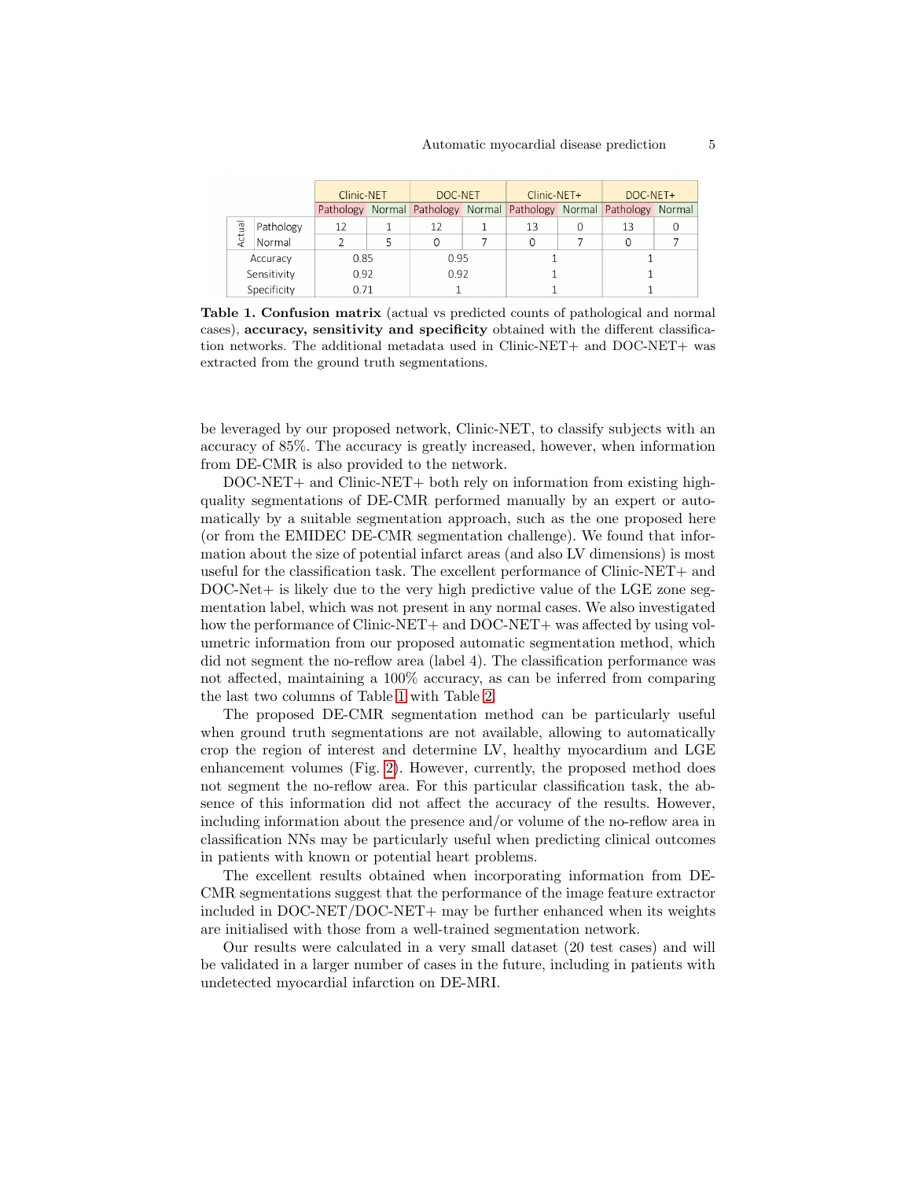| | | Clinic-NET | | DOC-NET | | Clinic-NET+ | | DOC-NET+ | |
|---|---|---|---|---|---|---|---|---|---|
| | | Pathology | Normal | Pathology | Normal | Pathology | Normal | Pathology | Normal |
| Actual | Pathology | 12 | 1 | 12 | 1 | 13 | 0 | 13 | 0 |
| | Normal | 2 | 5 | 0 | 7 | 0 | 7 | 0 | 7 |
| Accuracy | | 0.85 | | 0.95 | | 1 | | 1 | |
| Sensitivity | | 0.92 | | 0.92 | | 1 | | 1 | |
| Specificity | | 0.71 | | 1 | | 1 | | 1 | |

**Table 1. Confusion matrix** (actual vs predicted counts of pathological and normal cases), **accuracy, sensitivity and specificity** obtained with the different classification networks. The additional metadata used in Clinic-NET+ and DOC-NET+ was extracted from the ground truth segmentations.

be leveraged by our proposed network, Clinic-NET, to classify subjects with an accuracy of 85%. The accuracy is greatly increased, however, when information from DE-CMR is also provided to the network.

DOC-NET+ and Clinic-NET+ both rely on information from existing high-quality segmentations of DE-CMR performed manually by an expert or automatically by a suitable segmentation approach, such as the one proposed here (or from the EMIDEC DE-CMR segmentation challenge). We found that information about the size of potential infarct areas (and also LV dimensions) is most useful for the classification task. The excellent performance of Clinic-NET+ and DOC-Net+ is likely due to the very high predictive value of the LGE zone segmentation label, which was not present in any normal cases. We also investigated how the performance of Clinic-NET+ and DOC-NET+ was affected by using volumetric information from our proposed automatic segmentation method, which did not segment the no-reflow area (label 4). The classification performance was not affected, maintaining a 100% accuracy, as can be inferred from comparing the last two columns of Table 1 with Table 2.

The proposed DE-CMR segmentation method can be particularly useful when ground truth segmentations are not available, allowing to automatically crop the region of interest and determine LV, healthy myocardium and LGE enhancement volumes (Fig. 2). However, currently, the proposed method does not segment the no-reflow area. For this particular classification task, the absence of this information did not affect the accuracy of the results. However, including information about the presence and/or volume of the no-reflow area in classification NNs may be particularly useful when predicting clinical outcomes in patients with known or potential heart problems.

The excellent results obtained when incorporating information from DE-CMR segmentations suggest that the performance of the image feature extractor included in DOC-NET/DOC-NET+ may be further enhanced when its weights are initialised with those from a well-trained segmentation network.

Our results were calculated in a very small dataset (20 test cases) and will be validated in a larger number of cases in the future, including in patients with undetected myocardial infarction on DE-MRI.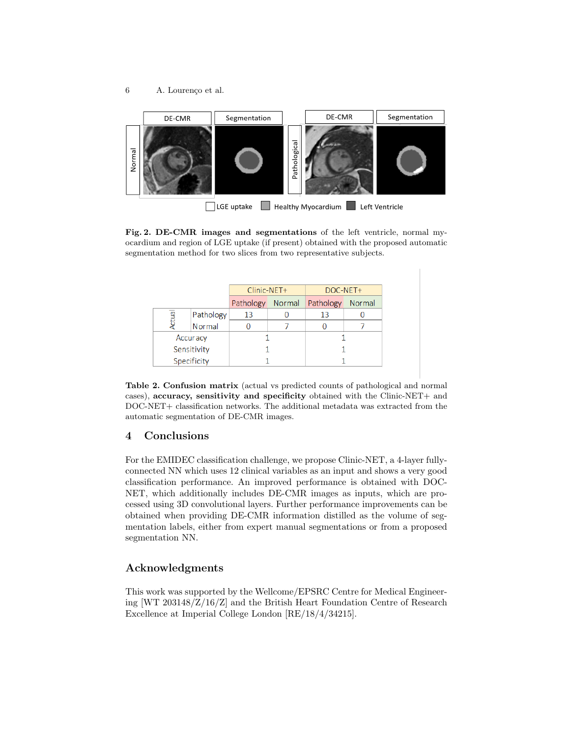**Fig. 2. DE-CMR images and segmentations** of the left ventricle, normal myocardium and region of LGE uptake (if present) obtained with the proposed automatic segmentation method for two slices from two representative subjects.

| | | Clinic-NET+ | | DOC-NET+ | |
|---|---|---|---|---|---|
| | | Pathology | Normal | Pathology | Normal |
| Actual | Pathology | 13 | 0 | 13 | 0 |
| | Normal | 0 | 7 | 0 | 7 |
| Accuracy | | 1 | | 1 | |
| Sensitivity | | 1 | | 1 | |
| Specificity | | 1 | | 1 | |

**Table 2. Confusion matrix** (actual vs predicted counts of pathological and normal cases), **accuracy, sensitivity and specificity** obtained with the Clinic-NET+ and DOC-NET+ classification networks. The additional metadata was extracted from the automatic segmentation of DE-CMR images.

## 4 Conclusions

For the EMIDEC classification challenge, we propose Clinic-NET, a 4-layer fully-connected NN which uses 12 clinical variables as an input and shows a very good classification performance. An improved performance is obtained with DOC-NET, which additionally includes DE-CMR images as inputs, which are processed using 3D convolutional layers. Further performance improvements can be obtained when providing DE-CMR information distilled as the volume of segmentation labels, either from expert manual segmentations or from a proposed segmentation NN.

## Acknowledgments

This work was supported by the Wellcome/EPSRC Centre for Medical Engineering [WT 203148/Z/16/Z] and the British Heart Foundation Centre of Research Excellence at Imperial College London [RE/18/4/34215].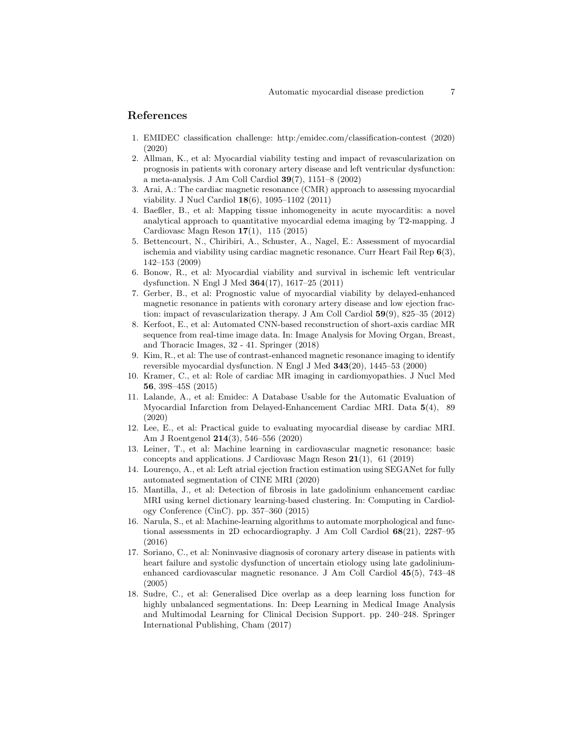## References

1. EMIDEC classification challenge: http:/emidec.com/classification-contest (2020) (2020)
2. Allman, K., et al: Myocardial viability testing and impact of revascularization on prognosis in patients with coronary artery disease and left ventricular dysfunction: a meta-analysis. J Am Coll Cardiol **39**(7), 1151–8 (2002)
3. Arai, A.: The cardiac magnetic resonance (CMR) approach to assessing myocardial viability. J Nucl Cardiol **18**(6), 1095–1102 (2011)
4. Baeßler, B., et al: Mapping tissue inhomogeneity in acute myocarditis: a novel analytical approach to quantitative myocardial edema imaging by T2-mapping. J Cardiovasc Magn Reson **17**(1), 115 (2015)
5. Bettencourt, N., Chiribiri, A., Schuster, A., Nagel, E.: Assessment of myocardial ischemia and viability using cardiac magnetic resonance. Curr Heart Fail Rep **6**(3), 142–153 (2009)
6. Bonow, R., et al: Myocardial viability and survival in ischemic left ventricular dysfunction. N Engl J Med **364**(17), 1617–25 (2011)
7. Gerber, B., et al: Prognostic value of myocardial viability by delayed-enhanced magnetic resonance in patients with coronary artery disease and low ejection fraction: impact of revascularization therapy. J Am Coll Cardiol **59**(9), 825–35 (2012)
8. Kerfoot, E., et al: Automated CNN-based reconstruction of short-axis cardiac MR sequence from real-time image data. In: Image Analysis for Moving Organ, Breast, and Thoracic Images, 32 - 41. Springer (2018)
9. Kim, R., et al: The use of contrast-enhanced magnetic resonance imaging to identify reversible myocardial dysfunction. N Engl J Med **343**(20), 1445–53 (2000)
10. Kramer, C., et al: Role of cardiac MR imaging in cardiomyopathies. J Nucl Med **56**, 39S–45S (2015)
11. Lalande, A., et al: Emidec: A Database Usable for the Automatic Evaluation of Myocardial Infarction from Delayed-Enhancement Cardiac MRI. Data **5**(4), 89 (2020)
12. Lee, E., et al: Practical guide to evaluating myocardial disease by cardiac MRI. Am J Roentgenol **214**(3), 546–556 (2020)
13. Leiner, T., et al: Machine learning in cardiovascular magnetic resonance: basic concepts and applications. J Cardiovasc Magn Reson **21**(1), 61 (2019)
14. Lourenço, A., et al: Left atrial ejection fraction estimation using SEGANet for fully automated segmentation of CINE MRI (2020)
15. Mantilla, J., et al: Detection of fibrosis in late gadolinium enhancement cardiac MRI using kernel dictionary learning-based clustering. In: Computing in Cardiology Conference (CinC). pp. 357–360 (2015)
16. Narula, S., et al: Machine-learning algorithms to automate morphological and functional assessments in 2D echocardiography. J Am Coll Cardiol **68**(21), 2287–95 (2016)
17. Soriano, C., et al: Noninvasive diagnosis of coronary artery disease in patients with heart failure and systolic dysfunction of uncertain etiology using late gadolinium-enhanced cardiovascular magnetic resonance. J Am Coll Cardiol **45**(5), 743–48 (2005)
18. Sudre, C., et al: Generalised Dice overlap as a deep learning loss function for highly unbalanced segmentations. In: Deep Learning in Medical Image Analysis and Multimodal Learning for Clinical Decision Support. pp. 240–248. Springer International Publishing, Cham (2017)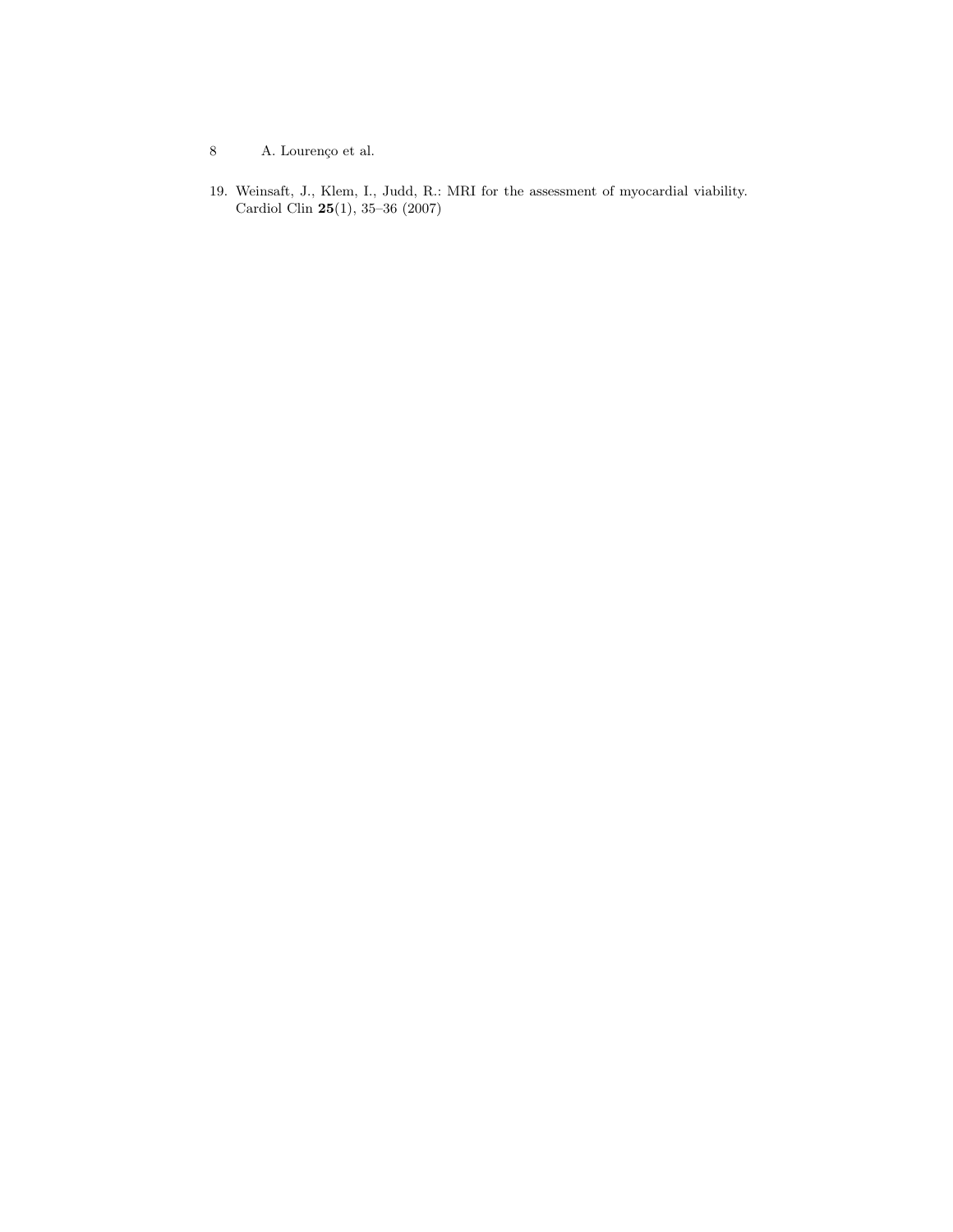19. Weinsaft, J., Klem, I., Judd, R.: MRI for the assessment of myocardial viability. Cardiol Clin **25**(1), 35–36 (2007)